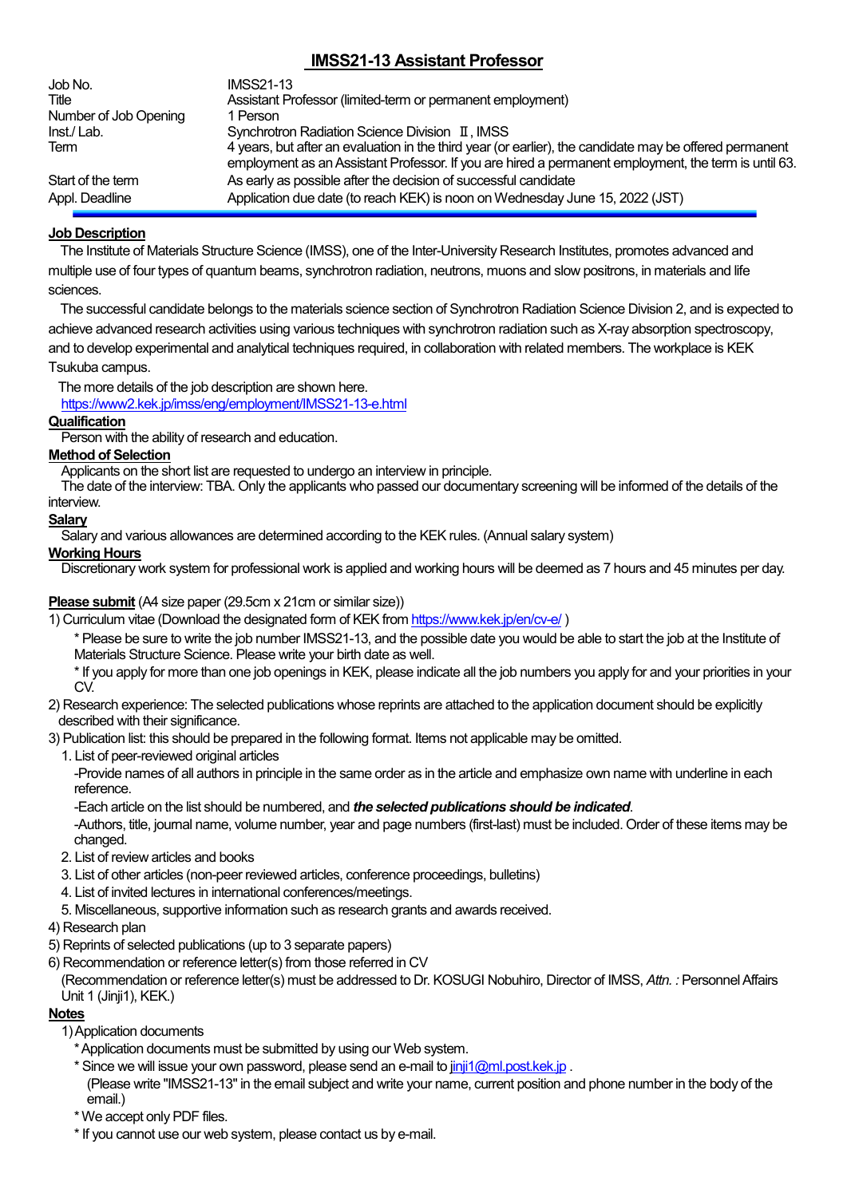# IMSS21-13 Assistant Professor

| | |
|---|---|
| Job No. | IMSS21-13 |
| Title | Assistant Professor (limited-term or permanent employment) |
| Number of Job Opening | 1 Person |
| Inst./ Lab. | Synchrotron Radiation Science Division Ⅱ, IMSS |
| Term | 4 years, but after an evaluation in the third year (or earlier), the candidate may be offered permanent employment as an Assistant Professor. If you are hired a permanent employment, the term is until 63. |
| Start of the term | As early as possible after the decision of successful candidate |
| Appl. Deadline | Application due date (to reach KEK) is noon on Wednesday June 15, 2022 (JST) |

**Job Description**

The Institute of Materials Structure Science (IMSS), one of the Inter-University Research Institutes, promotes advanced and multiple use of four types of quantum beams, synchrotron radiation, neutrons, muons and slow positrons, in materials and life sciences.

The successful candidate belongs to the materials science section of Synchrotron Radiation Science Division 2, and is expected to achieve advanced research activities using various techniques with synchrotron radiation such as X-ray absorption spectroscopy, and to develop experimental and analytical techniques required, in collaboration with related members. The workplace is KEK Tsukuba campus.

The more details of the job description are shown here.
https://www2.kek.jp/imss/eng/employment/IMSS21-13-e.html

**Qualification**

Person with the ability of research and education.

**Method of Selection**

Applicants on the short list are requested to undergo an interview in principle.
The date of the interview: TBA. Only the applicants who passed our documentary screening will be informed of the details of the interview.

**Salary**

Salary and various allowances are determined according to the KEK rules. (Annual salary system)

**Working Hours**

Discretionary work system for professional work is applied and working hours will be deemed as 7 hours and 45 minutes per day.

**Please submit** (A4 size paper (29.5cm x 21cm or similar size))

1) Curriculum vitae (Download the designated form of KEK from https://www.kek.jp/en/cv-e/ )
   * Please be sure to write the job number IMSS21-13, and the possible date you would be able to start the job at the Institute of Materials Structure Science. Please write your birth date as well.
   * If you apply for more than one job openings in KEK, please indicate all the job numbers you apply for and your priorities in your CV.
2) Research experience: The selected publications whose reprints are attached to the application document should be explicitly described with their significance.
3) Publication list: this should be prepared in the following format. Items not applicable may be omitted.
   1. List of peer-reviewed original articles
      -Provide names of all authors in principle in the same order as in the article and emphasize own name with underline in each reference.
      -Each article on the list should be numbered, and ***the selected publications should be indicated***.
      -Authors, title, journal name, volume number, year and page numbers (first-last) must be included. Order of these items may be changed.
   2. List of review articles and books
   3. List of other articles (non-peer reviewed articles, conference proceedings, bulletins)
   4. List of invited lectures in international conferences/meetings.
   5. Miscellaneous, supportive information such as research grants and awards received.
4) Research plan
5) Reprints of selected publications (up to 3 separate papers)
6) Recommendation or reference letter(s) from those referred in CV
   (Recommendation or reference letter(s) must be addressed to Dr. KOSUGI Nobuhiro, Director of IMSS, *Attn. :* Personnel Affairs Unit 1 (Jinji1), KEK.)

**Notes**

1) Application documents
   * Application documents must be submitted by using our Web system.
   * Since we will issue your own password, please send an e-mail to jinji1@ml.post.kek.jp .
     (Please write "IMSS21-13" in the email subject and write your name, current position and phone number in the body of the email.)
   * We accept only PDF files.
   * If you cannot use our web system, please contact us by e-mail.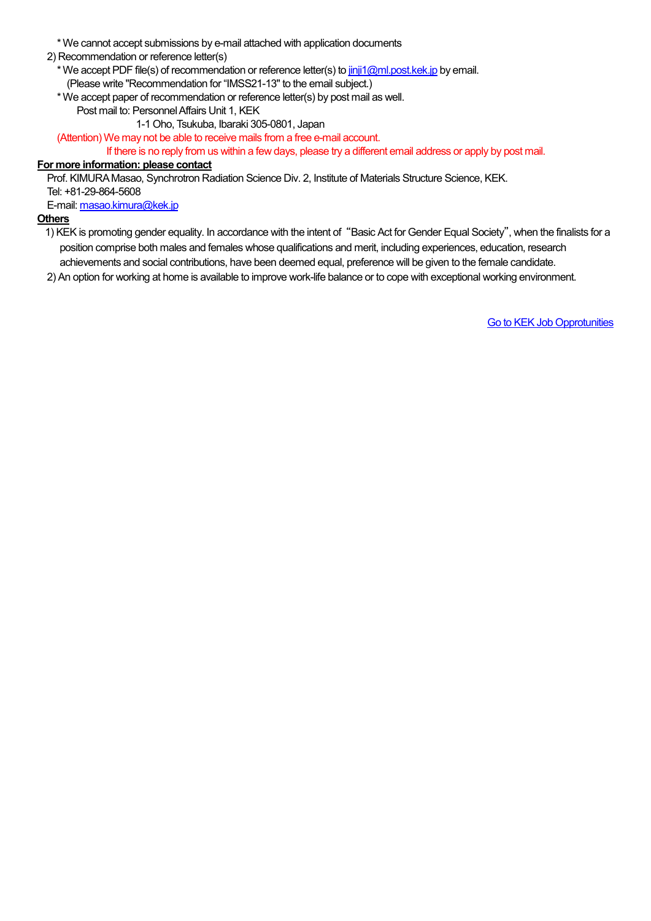* We cannot accept submissions by e-mail attached with application documents

2) Recommendation or reference letter(s)

* We accept PDF file(s) of recommendation or reference letter(s) to jinji1@ml.post.kek.jp by email.
  (Please write "Recommendation for "IMSS21-13" to the email subject.)
* We accept paper of recommendation or reference letter(s) by post mail as well.
  Post mail to: Personnel Affairs Unit 1, KEK
  1-1 Oho, Tsukuba, Ibaraki 305-0801, Japan

(Attention) We may not be able to receive mails from a free e-mail account.
If there is no reply from us within a few days, please try a different email address or apply by post mail.

**For more information: please contact**

Prof. KIMURA Masao, Synchrotron Radiation Science Div. 2, Institute of Materials Structure Science, KEK.
Tel: +81-29-864-5608
E-mail: masao.kimura@kek.jp

**Others**

1) KEK is promoting gender equality. In accordance with the intent of "Basic Act for Gender Equal Society", when the finalists for a position comprise both males and females whose qualifications and merit, including experiences, education, research achievements and social contributions, have been deemed equal, preference will be given to the female candidate.
2) An option for working at home is available to improve work-life balance or to cope with exceptional working environment.

Go to KEK Job Opprotunities